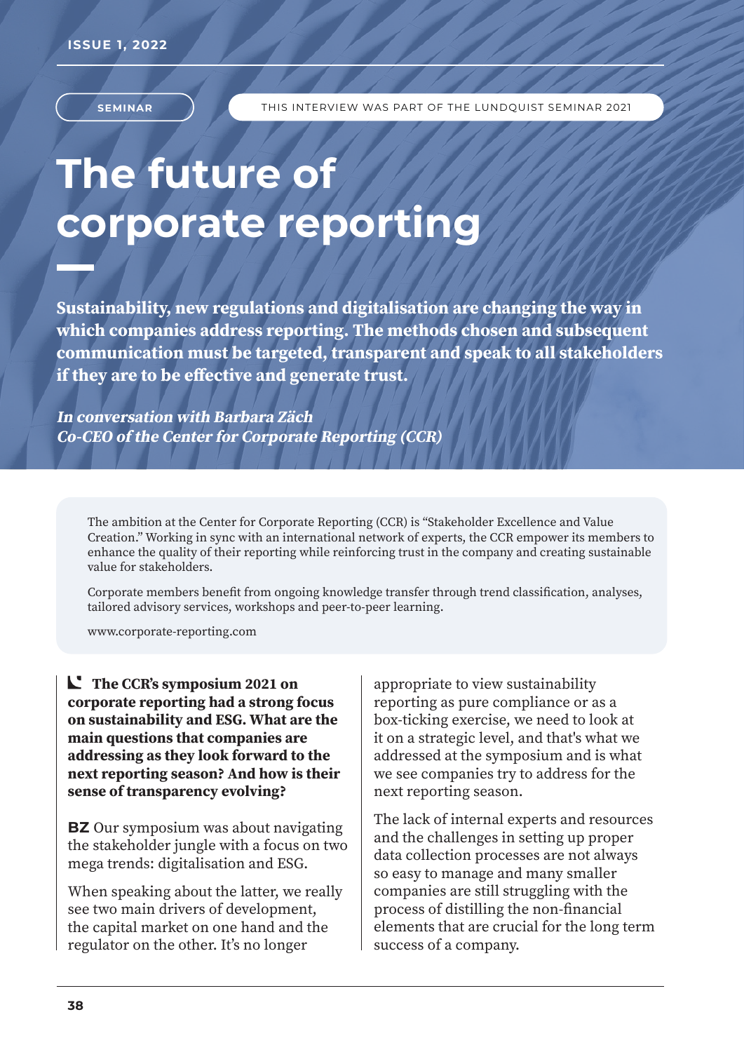SEMINAR

THIS INTERVIEW WAS PART OF THE LUNDQUIST SEMINAR 2021

# The future of corporate reporting

**Sustainability, new regulations and digitalisation are changing the way in which companies address reporting. The methods chosen and subsequent communication must be targeted, transparent and speak to all stakeholders if they are to be effective and generate trust.**

***In conversation with Barbara Zäch***
***Co-CEO of the Center for Corporate Reporting (CCR)***

The ambition at the Center for Corporate Reporting (CCR) is "Stakeholder Excellence and Value Creation." Working in sync with an international network of experts, the CCR empower its members to enhance the quality of their reporting while reinforcing trust in the company and creating sustainable value for stakeholders.

Corporate members benefit from ongoing knowledge transfer through trend classification, analyses, tailored advisory services, workshops and peer-to-peer learning.

www.corporate-reporting.com

**The CCR's symposium 2021 on corporate reporting had a strong focus on sustainability and ESG. What are the main questions that companies are addressing as they look forward to the next reporting season? And how is their sense of transparency evolving?**

**BZ** Our symposium was about navigating the stakeholder jungle with a focus on two mega trends: digitalisation and ESG.

When speaking about the latter, we really see two main drivers of development, the capital market on one hand and the regulator on the other. It's no longer appropriate to view sustainability reporting as pure compliance or as a box-ticking exercise, we need to look at it on a strategic level, and that's what we addressed at the symposium and is what we see companies try to address for the next reporting season.

The lack of internal experts and resources and the challenges in setting up proper data collection processes are not always so easy to manage and many smaller companies are still struggling with the process of distilling the non-financial elements that are crucial for the long term success of a company.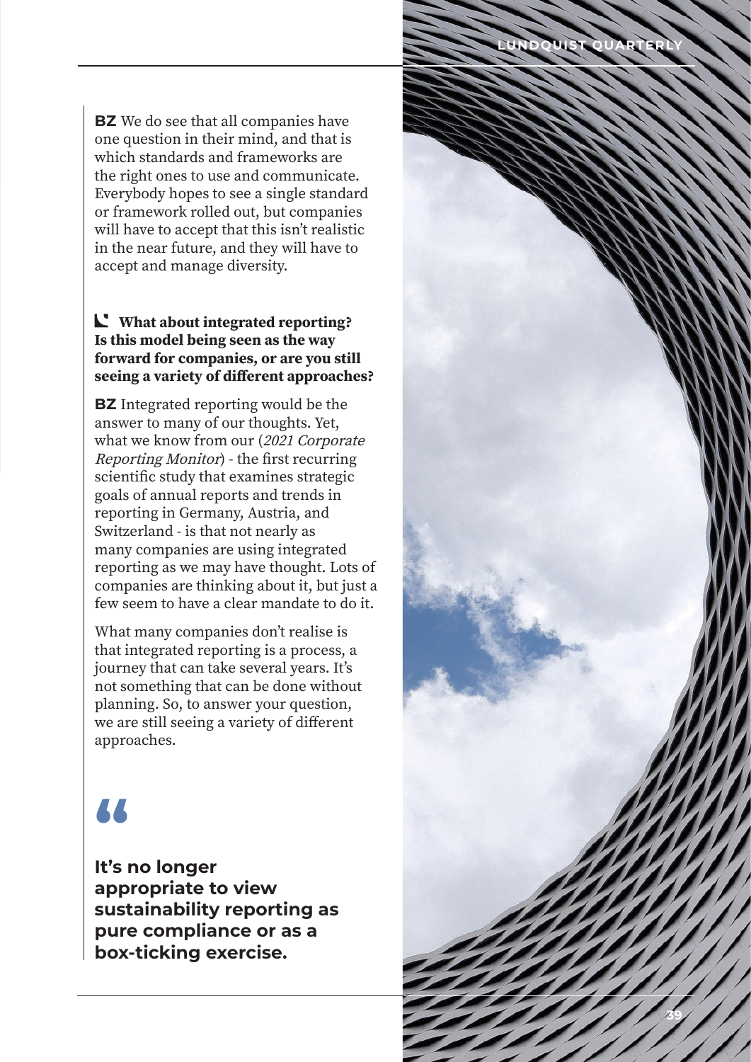**BZ** We do see that all companies have one question in their mind, and that is which standards and frameworks are the right ones to use and communicate. Everybody hopes to see a single standard or framework rolled out, but companies will have to accept that this isn't realistic in the near future, and they will have to accept and manage diversity.

**What about integrated reporting? Is this model being seen as the way forward for companies, or are you still seeing a variety of different approaches?**

**BZ** Integrated reporting would be the answer to many of our thoughts. Yet, what we know from our (*2021 Corporate Reporting Monitor*) - the first recurring scientific study that examines strategic goals of annual reports and trends in reporting in Germany, Austria, and Switzerland - is that not nearly as many companies are using integrated reporting as we may have thought. Lots of companies are thinking about it, but just a few seem to have a clear mandate to do it.

What many companies don't realise is that integrated reporting is a process, a journey that can take several years. It's not something that can be done without planning. So, to answer your question, we are still seeing a variety of different approaches.

> **It's no longer appropriate to view sustainability reporting as pure compliance or as a box-ticking exercise.**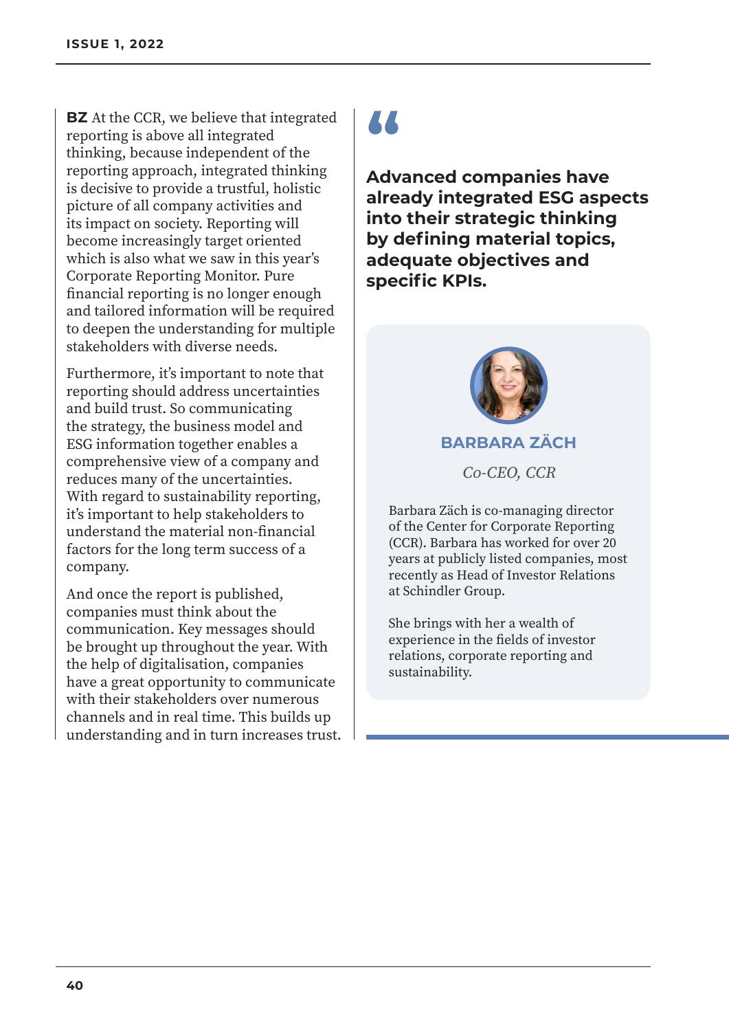**BZ** At the CCR, we believe that integrated reporting is above all integrated thinking, because independent of the reporting approach, integrated thinking is decisive to provide a trustful, holistic picture of all company activities and its impact on society. Reporting will become increasingly target oriented which is also what we saw in this year's Corporate Reporting Monitor. Pure financial reporting is no longer enough and tailored information will be required to deepen the understanding for multiple stakeholders with diverse needs.

Furthermore, it's important to note that reporting should address uncertainties and build trust. So communicating the strategy, the business model and ESG information together enables a comprehensive view of a company and reduces many of the uncertainties. With regard to sustainability reporting, it's important to help stakeholders to understand the material non-financial factors for the long term success of a company.

And once the report is published, companies must think about the communication. Key messages should be brought up throughout the year. With the help of digitalisation, companies have a great opportunity to communicate with their stakeholders over numerous channels and in real time. This builds up understanding and in turn increases trust.

> **Advanced companies have already integrated ESG aspects into their strategic thinking by defining material topics, adequate objectives and specific KPIs.**

**BARBARA ZÄCH**

*Co-CEO, CCR*

Barbara Zäch is co-managing director of the Center for Corporate Reporting (CCR). Barbara has worked for over 20 years at publicly listed companies, most recently as Head of Investor Relations at Schindler Group.

She brings with her a wealth of experience in the fields of investor relations, corporate reporting and sustainability.